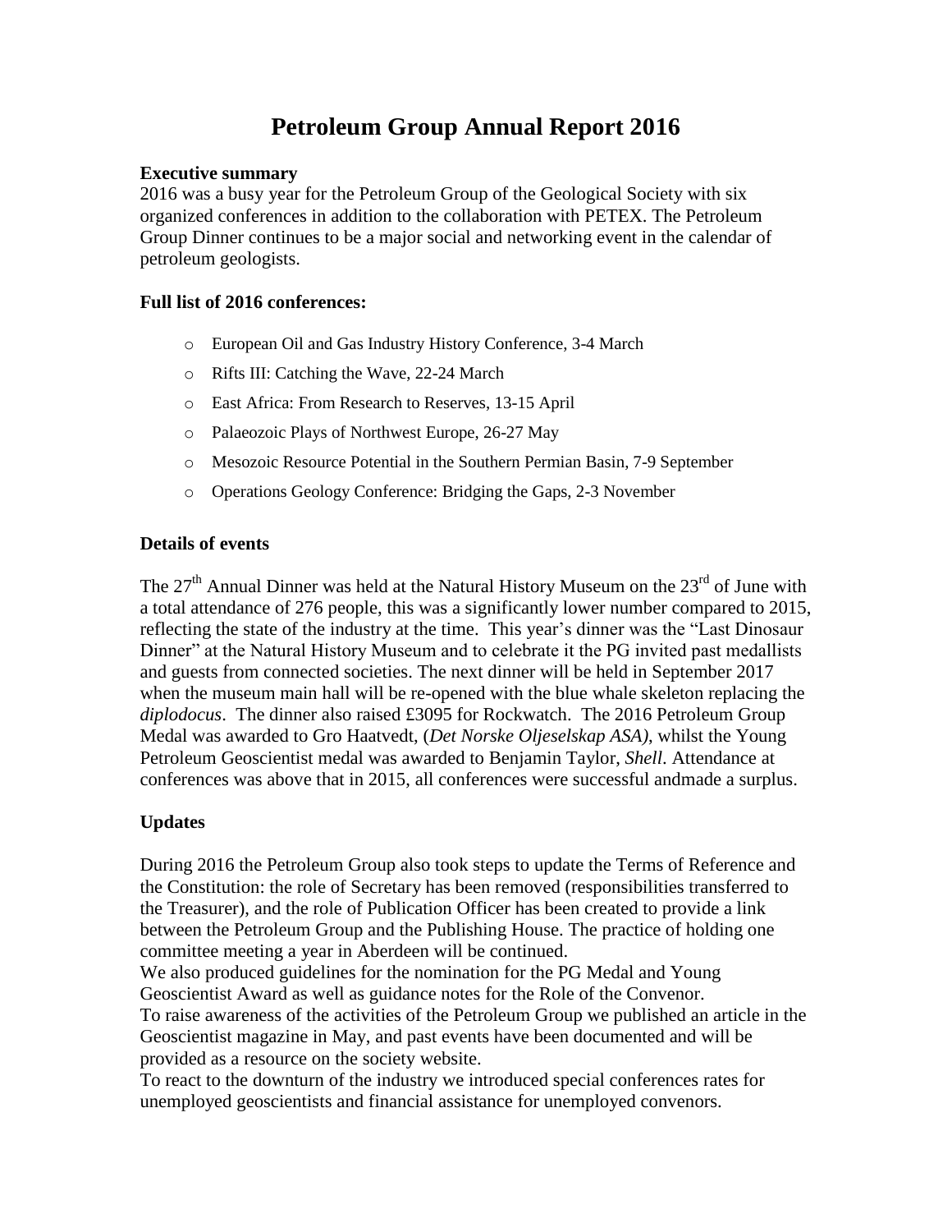# Petroleum Group Annual Report 2016

**Executive summary**

2016 was a busy year for the Petroleum Group of the Geological Society with six organized conferences in addition to the collaboration with PETEX. The Petroleum Group Dinner continues to be a major social and networking event in the calendar of petroleum geologists.

**Full list of 2016 conferences:**

- European Oil and Gas Industry History Conference, 3-4 March
- Rifts III: Catching the Wave, 22-24 March
- East Africa: From Research to Reserves, 13-15 April
- Palaeozoic Plays of Northwest Europe, 26-27 May
- Mesozoic Resource Potential in the Southern Permian Basin, 7-9 September
- Operations Geology Conference: Bridging the Gaps, 2-3 November

## Details of events

The 27th Annual Dinner was held at the Natural History Museum on the 23rd of June with a total attendance of 276 people, this was a significantly lower number compared to 2015, reflecting the state of the industry at the time. This year's dinner was the "Last Dinosaur Dinner" at the Natural History Museum and to celebrate it the PG invited past medallists and guests from connected societies. The next dinner will be held in September 2017 when the museum main hall will be re-opened with the blue whale skeleton replacing the *diplodocus*. The dinner also raised £3095 for Rockwatch. The 2016 Petroleum Group Medal was awarded to Gro Haatvedt, (*Det Norske Oljeselskap ASA)*, whilst the Young Petroleum Geoscientist medal was awarded to Benjamin Taylor, *Shell*. Attendance at conferences was above that in 2015, all conferences were successful andmade a surplus.

## Updates

During 2016 the Petroleum Group also took steps to update the Terms of Reference and the Constitution: the role of Secretary has been removed (responsibilities transferred to the Treasurer), and the role of Publication Officer has been created to provide a link between the Petroleum Group and the Publishing House. The practice of holding one committee meeting a year in Aberdeen will be continued.

We also produced guidelines for the nomination for the PG Medal and Young Geoscientist Award as well as guidance notes for the Role of the Convenor.

To raise awareness of the activities of the Petroleum Group we published an article in the Geoscientist magazine in May, and past events have been documented and will be provided as a resource on the society website.

To react to the downturn of the industry we introduced special conferences rates for unemployed geoscientists and financial assistance for unemployed convenors.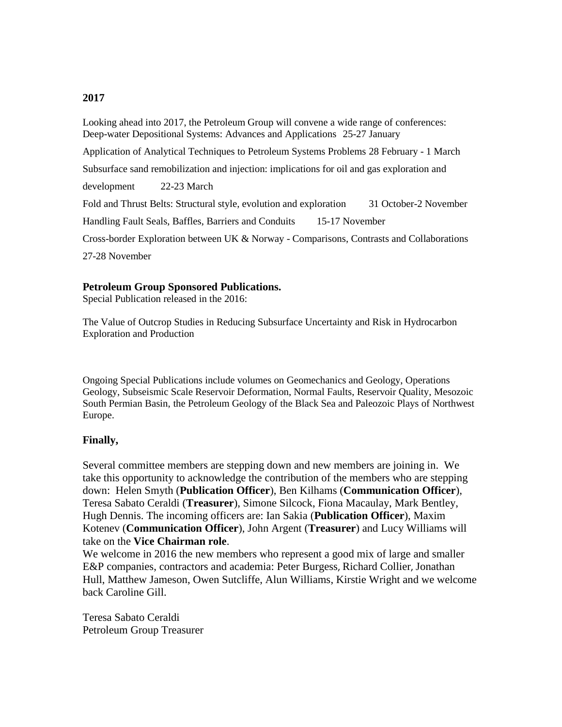**2017**

Looking ahead into 2017, the Petroleum Group will convene a wide range of conferences:
Deep-water Depositional Systems: Advances and Applications 25-27 January

Application of Analytical Techniques to Petroleum Systems Problems 28 February - 1 March

Subsurface sand remobilization and injection: implications for oil and gas exploration and development 22-23 March

Fold and Thrust Belts: Structural style, evolution and exploration 31 October-2 November

Handling Fault Seals, Baffles, Barriers and Conduits 15-17 November

Cross-border Exploration between UK & Norway - Comparisons, Contrasts and Collaborations 27-28 November

**Petroleum Group Sponsored Publications.**
Special Publication released in the 2016:

The Value of Outcrop Studies in Reducing Subsurface Uncertainty and Risk in Hydrocarbon Exploration and Production

Ongoing Special Publications include volumes on Geomechanics and Geology, Operations Geology, Subseismic Scale Reservoir Deformation, Normal Faults, Reservoir Quality, Mesozoic South Permian Basin, the Petroleum Geology of the Black Sea and Paleozoic Plays of Northwest Europe.

**Finally,**

Several committee members are stepping down and new members are joining in. We take this opportunity to acknowledge the contribution of the members who are stepping down: Helen Smyth (**Publication Officer**), Ben Kilhams (**Communication Officer**), Teresa Sabato Ceraldi (**Treasurer**), Simone Silcock, Fiona Macaulay, Mark Bentley, Hugh Dennis. The incoming officers are: Ian Sakia (**Publication Officer**), Maxim Kotenev (**Communication Officer**), John Argent (**Treasurer**) and Lucy Williams will take on the **Vice Chairman role**.
We welcome in 2016 the new members who represent a good mix of large and smaller E&P companies, contractors and academia: Peter Burgess, Richard Collier, Jonathan Hull, Matthew Jameson, Owen Sutcliffe, Alun Williams, Kirstie Wright and we welcome back Caroline Gill.

Teresa Sabato Ceraldi
Petroleum Group Treasurer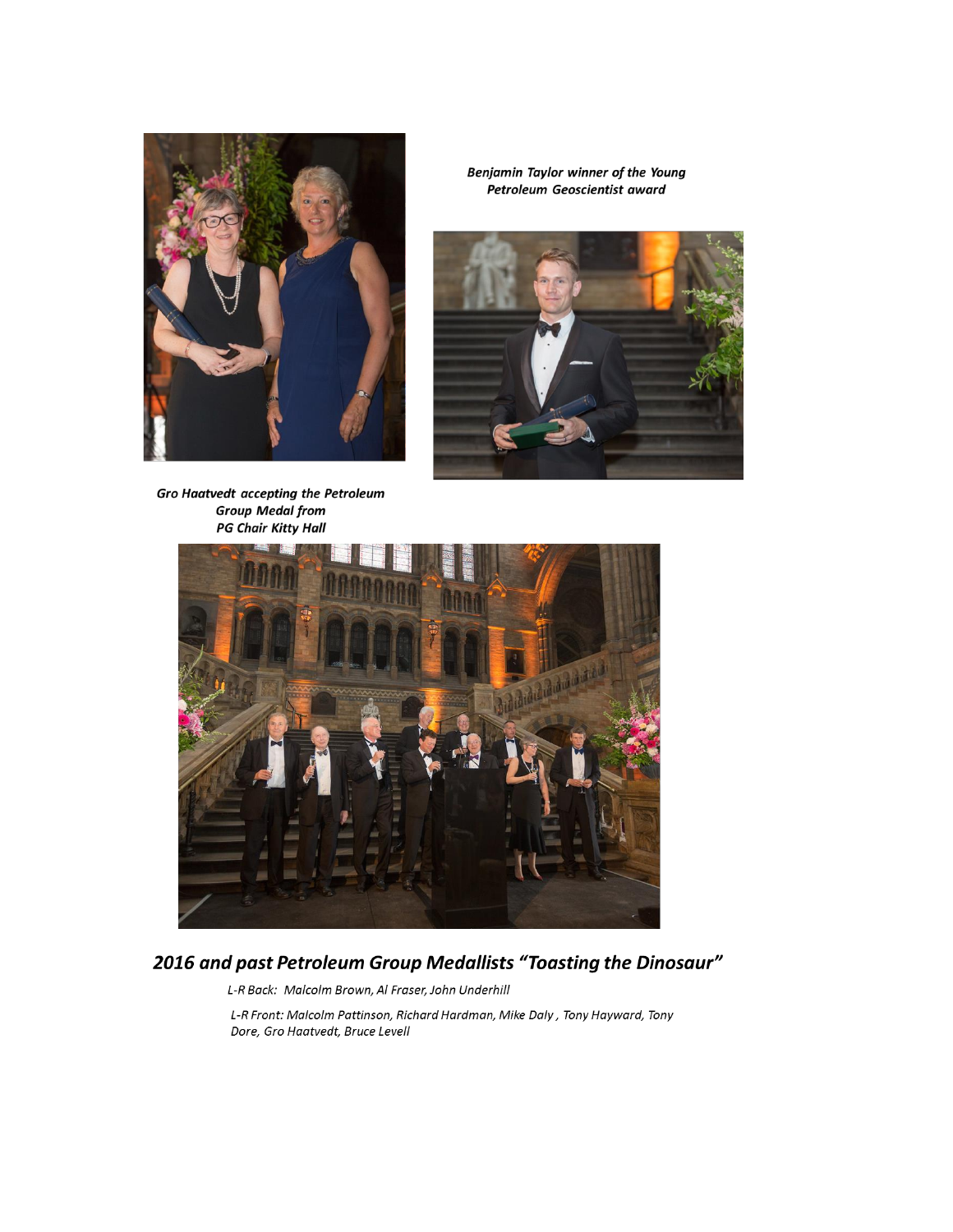*Benjamin Taylor winner of the Young Petroleum Geoscientist award*

*Gro Haatvedt accepting the Petroleum Group Medal from PG Chair Kitty Hall*

## *2016 and past Petroleum Group Medallists "Toasting the Dinosaur"*

*L-R Back: Malcolm Brown, Al Fraser, John Underhill*

*L-R Front: Malcolm Pattinson, Richard Hardman, Mike Daly , Tony Hayward, Tony Dore, Gro Haatvedt, Bruce Levell*